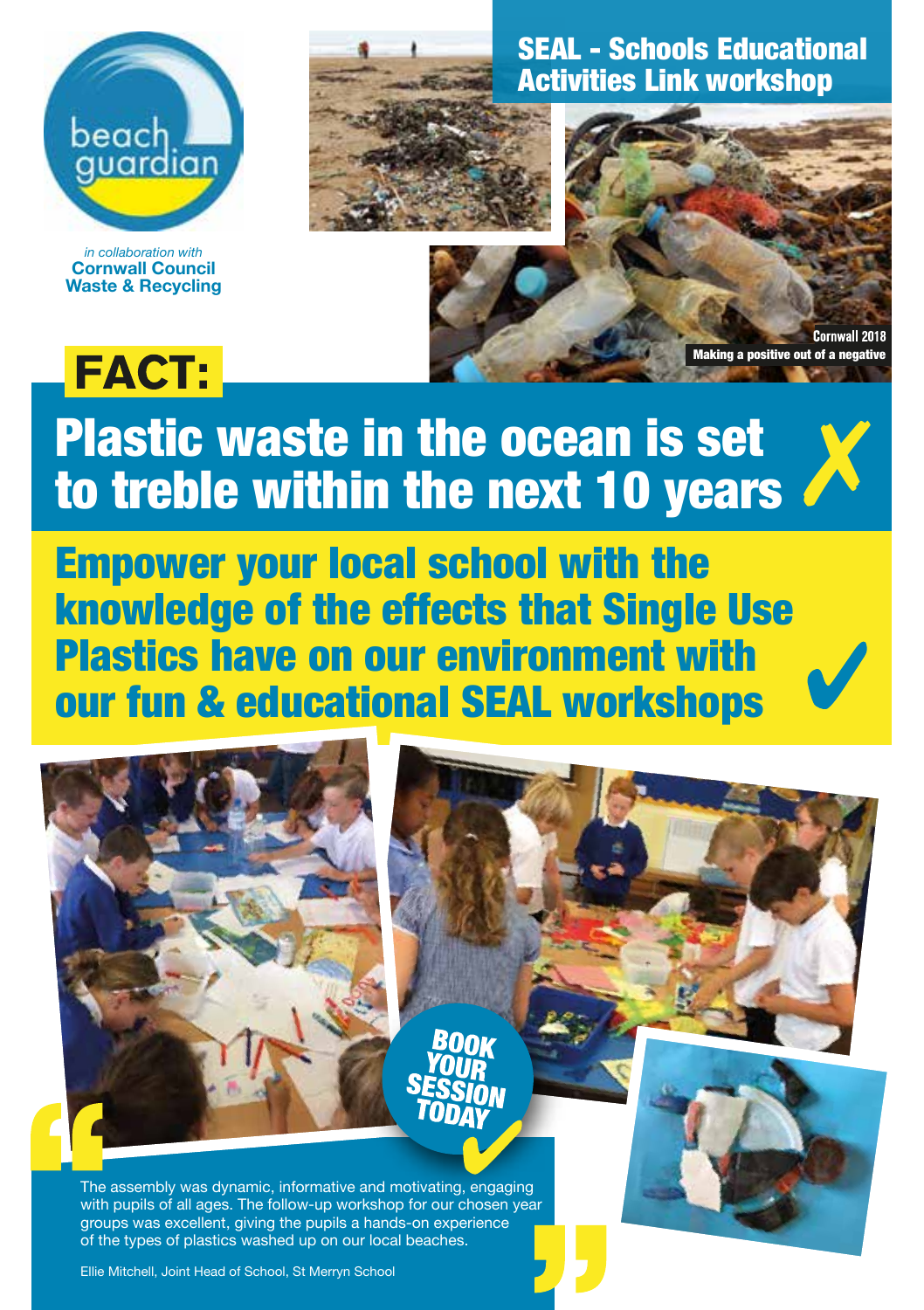beach guardian

*in collaboration with*
**Cornwall Council Waste & Recycling**

# SEAL - Schools Educational Activities Link workshop

Cornwall 2018
Making a positive out of a negative

**FACT:**

## Plastic waste in the ocean is set to treble within the next 10 years ✗

## Empower your local school with the knowledge of the effects that Single Use Plastics have on our environment with our fun & educational SEAL workshops ✓

**BOOK YOUR SESSION TODAY** ✓

"The assembly was dynamic, informative and motivating, engaging with pupils of all ages. The follow-up workshop for our chosen year groups was excellent, giving the pupils a hands-on experience of the types of plastics washed up on our local beaches."

Ellie Mitchell, Joint Head of School, St Merryn School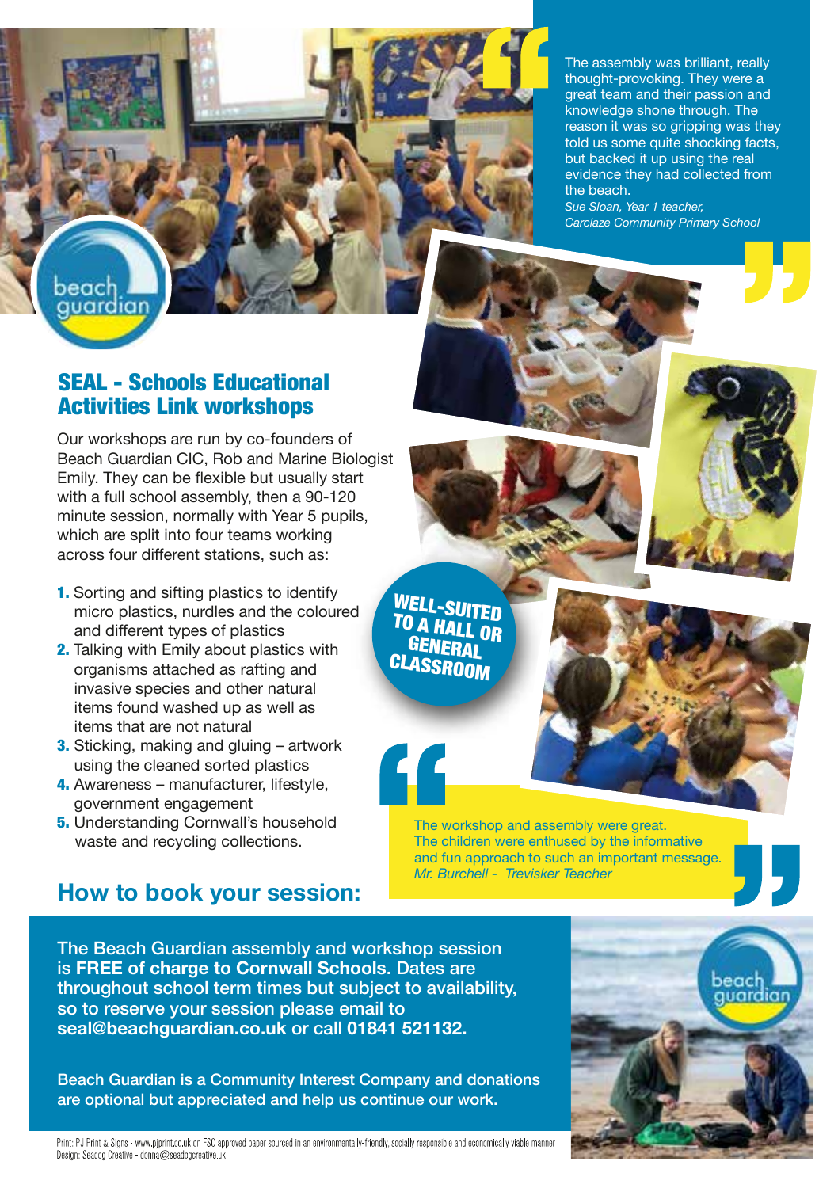> The assembly was brilliant, really thought-provoking. They were a great team and their passion and knowledge shone through. The reason it was so gripping was they told us some quite shocking facts, but backed it up using the real evidence they had collected from the beach.
>
> *Sue Sloan, Year 1 teacher, Carclaze Community Primary School*

## SEAL - Schools Educational Activities Link workshops

Our workshops are run by co-founders of Beach Guardian CIC, Rob and Marine Biologist Emily. They can be flexible but usually start with a full school assembly, then a 90-120 minute session, normally with Year 5 pupils, which are split into four teams working across four different stations, such as:

1. Sorting and sifting plastics to identify micro plastics, nurdles and the coloured and different types of plastics
2. Talking with Emily about plastics with organisms attached as rafting and invasive species and other natural items found washed up as well as items that are not natural
3. Sticking, making and gluing – artwork using the cleaned sorted plastics
4. Awareness – manufacturer, lifestyle, government engagement
5. Understanding Cornwall's household waste and recycling collections.

**WELL-SUITED TO A HALL OR GENERAL CLASSROOM**

> The workshop and assembly were great. The children were enthused by the informative and fun approach to such an important message.
>
> *Mr. Burchell - Trevisker Teacher*

## How to book your session:

The Beach Guardian assembly and workshop session is **FREE of charge to Cornwall Schools.** Dates are throughout school term times but subject to availability, so to reserve your session please email to **seal@beachguardian.co.uk** or call **01841 521132.**

Beach Guardian is a Community Interest Company and donations are optional but appreciated and help us continue our work.

Print: PJ Print & Signs - www.pjprint.co.uk on FSC approved paper sourced in an environmentally-friendly, socially responsible and economically viable manner
Design: Seadog Creative - donna@seadogcreative.uk